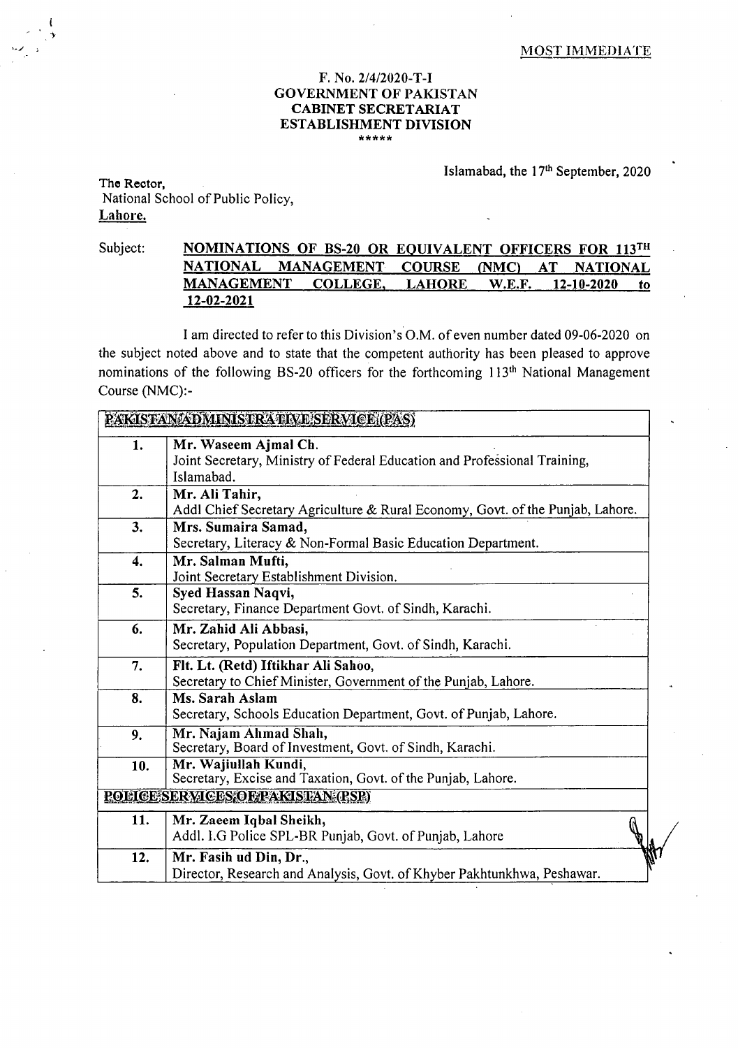MOST IMMEDIATE

F. No. 2/4/2020-T-I
GOVERNMENT OF PAKISTAN
CABINET SECRETARIAT
ESTABLISHMENT DIVISION

\*\*\*\*\*

Islamabad, the 17th September, 2020

**The Rector,**
National School of Public Policy,
**Lahore.**

Subject: **NOMINATIONS OF BS-20 OR EQUIVALENT OFFICERS FOR 113TH NATIONAL MANAGEMENT COURSE (NMC) AT NATIONAL MANAGEMENT COLLEGE, LAHORE W.E.F. 12-10-2020 to 12-02-2021**

I am directed to refer to this Division's O.M. of even number dated 09-06-2020 on the subject noted above and to state that the competent authority has been pleased to approve nominations of the following BS-20 officers for the forthcoming 113th National Management Course (NMC):-

| PAKISTAN ADMINISTRATIVE SERVICE (PAS) | |
|---|---|
| **1.** | **Mr. Waseem Ajmal Ch.** Joint Secretary, Ministry of Federal Education and Professional Training, Islamabad. |
| **2.** | **Mr. Ali Tahir,** Addl Chief Secretary Agriculture & Rural Economy, Govt. of the Punjab, Lahore. |
| **3.** | **Mrs. Sumaira Samad,** Secretary, Literacy & Non-Formal Basic Education Department. |
| **4.** | **Mr. Salman Mufti,** Joint Secretary Establishment Division. |
| **5.** | **Syed Hassan Naqvi,** Secretary, Finance Department Govt. of Sindh, Karachi. |
| **6.** | **Mr. Zahid Ali Abbasi,** Secretary, Population Department, Govt. of Sindh, Karachi. |
| **7.** | **Flt. Lt. (Retd) Iftikhar Ali Sahoo,** Secretary to Chief Minister, Government of the Punjab, Lahore. |
| **8.** | **Ms. Sarah Aslam** Secretary, Schools Education Department, Govt. of Punjab, Lahore. |
| **9.** | **Mr. Najam Ahmad Shah,** Secretary, Board of Investment, Govt. of Sindh, Karachi. |
| **10.** | **Mr. Wajiullah Kundi,** Secretary, Excise and Taxation, Govt. of the Punjab, Lahore. |
| **POLICE SERVICES OF PAKISTAN (PSP)** | |
| **11.** | **Mr. Zaeem Iqbal Sheikh,** Addl. I.G Police SPL-BR Punjab, Govt. of Punjab, Lahore |
| **12.** | **Mr. Fasih ud Din, Dr.,** Director, Research and Analysis, Govt. of Khyber Pakhtunkhwa, Peshawar. |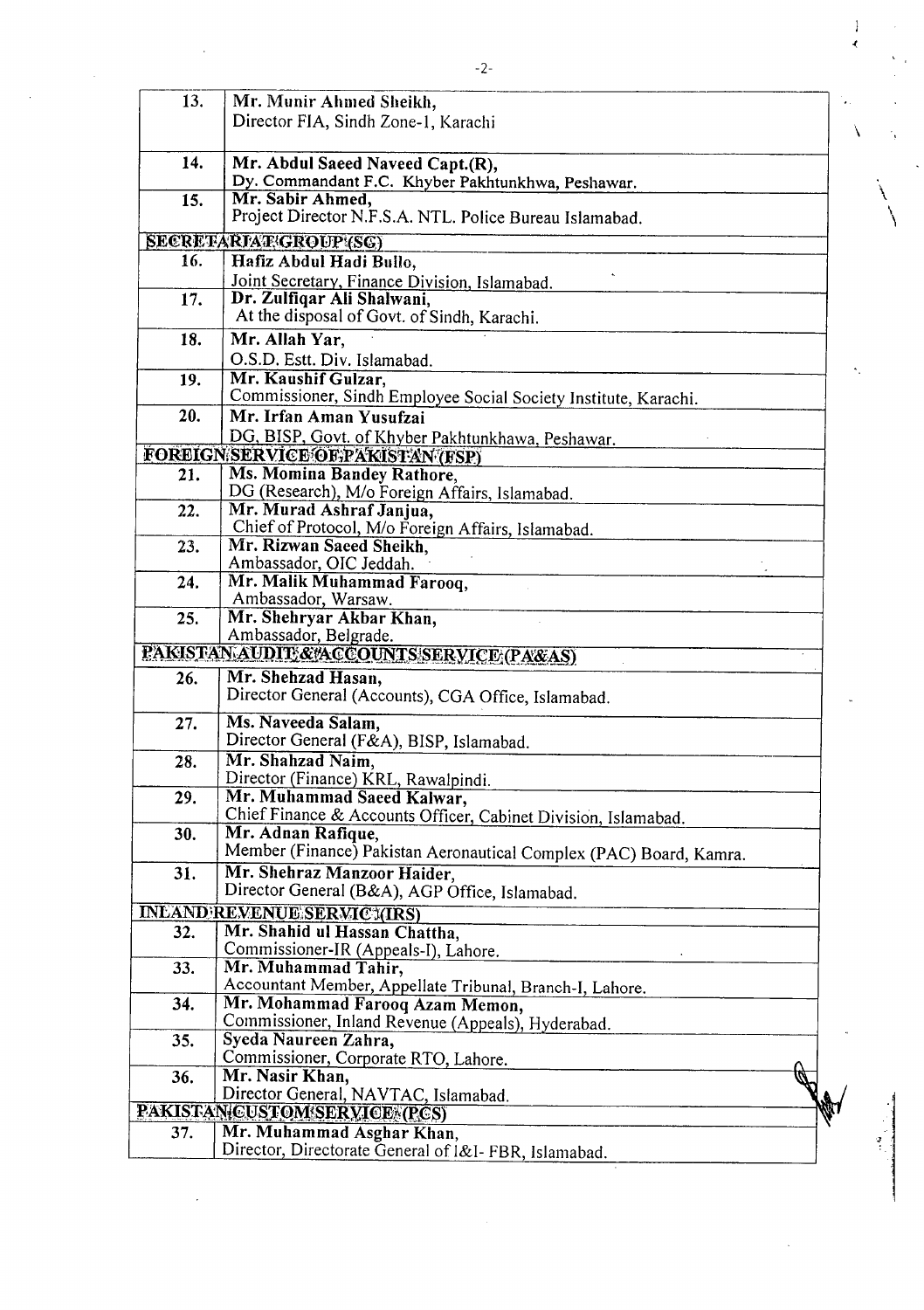| | |
|---|---|
| 13. | **Mr. Munir Ahmed Sheikh,**<br>Director FIA, Sindh Zone-1, Karachi |
| 14. | **Mr. Abdul Saeed Naveed Capt.(R),**<br>Dy. Commandant F.C. Khyber Pakhtunkhwa, Peshawar. |
| 15. | **Mr. Sabir Ahmed,**<br>Project Director N.F.S.A. NTL. Police Bureau Islamabad. |
| **SECRETARIAT GROUP (SG)** | |
| 16. | **Hafiz Abdul Hadi Bullo,**<br>Joint Secretary, Finance Division, Islamabad. |
| 17. | **Dr. Zulfiqar Ali Shalwani,**<br>At the disposal of Govt. of Sindh, Karachi. |
| 18. | **Mr. Allah Yar,**<br>O.S.D. Estt. Div. Islamabad. |
| 19. | **Mr. Kaushif Gulzar,**<br>Commissioner, Sindh Employee Social Society Institute, Karachi. |
| 20. | **Mr. Irfan Aman Yusufzai**<br>DG, BISP, Govt. of Khyber Pakhtunkhawa, Peshawar. |
| **FOREIGN SERVICE OF PAKISTAN (FSP)** | |
| 21. | **Ms. Momina Bandey Rathore,**<br>DG (Research), M/o Foreign Affairs, Islamabad. |
| 22. | **Mr. Murad Ashraf Janjua,**<br>Chief of Protocol, M/o Foreign Affairs, Islamabad. |
| 23. | **Mr. Rizwan Saeed Sheikh,**<br>Ambassador, OIC Jeddah. |
| 24. | **Mr. Malik Muhammad Farooq,**<br>Ambassador, Warsaw. |
| 25. | **Mr. Shehryar Akbar Khan,**<br>Ambassador, Belgrade. |
| **PAKISTAN AUDIT & ACCOUNTS SERVICE (PA&AS)** | |
| 26. | **Mr. Shehzad Hasan,**<br>Director General (Accounts), CGA Office, Islamabad. |
| 27. | **Ms. Naveeda Salam,**<br>Director General (F&A), BISP, Islamabad. |
| 28. | **Mr. Shahzad Naim,**<br>Director (Finance) KRL, Rawalpindi. |
| 29. | **Mr. Muhammad Saeed Kalwar,**<br>Chief Finance & Accounts Officer, Cabinet Division, Islamabad. |
| 30. | **Mr. Adnan Rafique,**<br>Member (Finance) Pakistan Aeronautical Complex (PAC) Board, Kamra. |
| 31. | **Mr. Shehraz Manzoor Haider,**<br>Director General (B&A), AGP Office, Islamabad. |
| **INLAND REVENUE SERVICE (IRS)** | |
| 32. | **Mr. Shahid ul Hassan Chattha,**<br>Commissioner-IR (Appeals-I), Lahore. |
| 33. | **Mr. Muhammad Tahir,**<br>Accountant Member, Appellate Tribunal, Branch-I, Lahore. |
| 34. | **Mr. Mohammad Farooq Azam Memon,**<br>Commissioner, Inland Revenue (Appeals), Hyderabad. |
| 35. | **Syeda Naureen Zahra,**<br>Commissioner, Corporate RTO, Lahore. |
| 36. | **Mr. Nasir Khan,**<br>Director General, NAVTAC, Islamabad. |
| **PAKISTAN CUSTOM SERVICE (PCS)** | |
| 37. | **Mr. Muhammad Asghar Khan,**<br>Director, Directorate General of I&I- FBR, Islamabad. |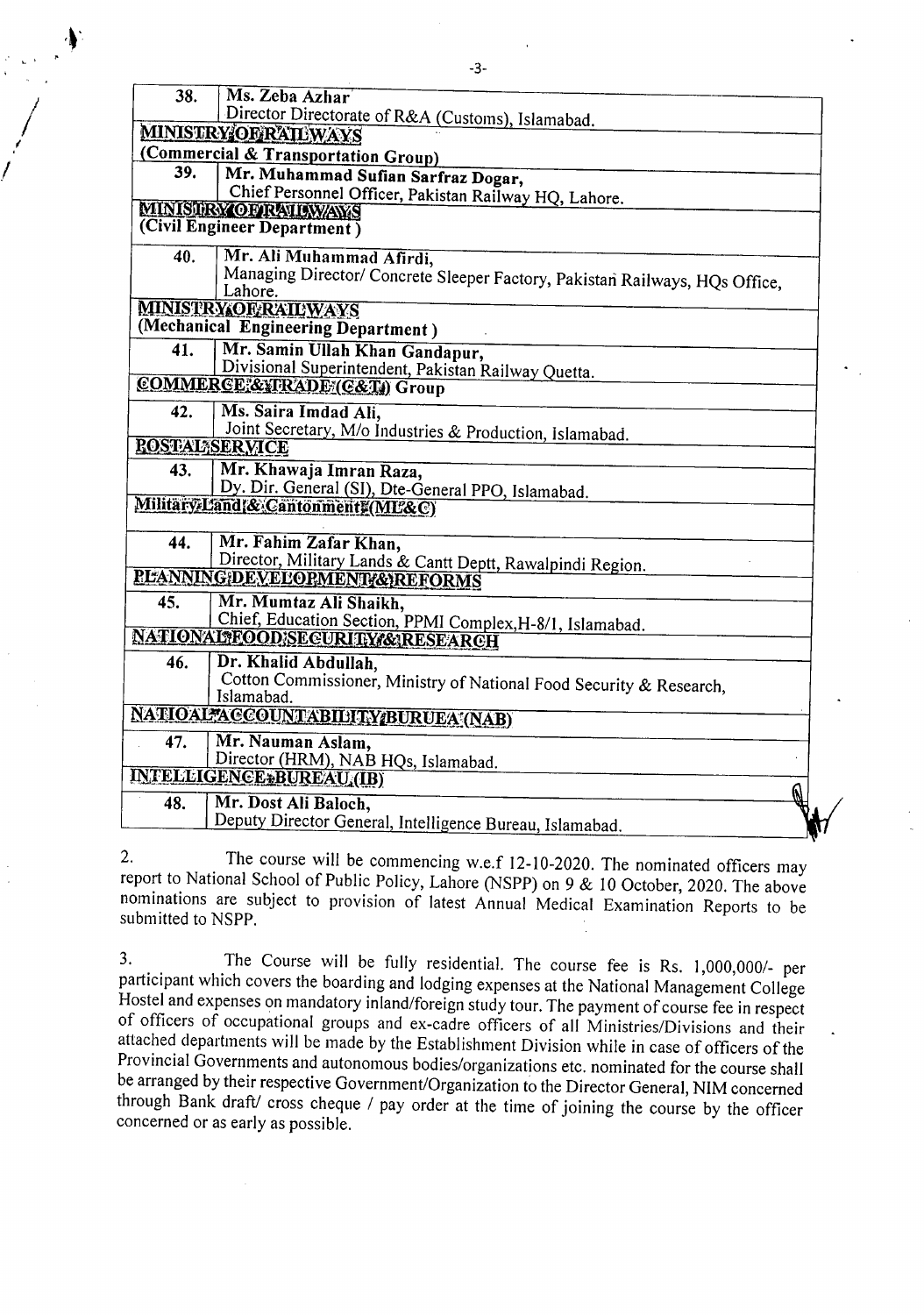| | |
|---|---|
| 38. | **Ms. Zeba Azhar**<br>Director Directorate of R&A (Customs), Islamabad. |
| **MINISTRY OF RAILWAYS**<br>**(Commercial & Transportation Group)** | |
| 39. | **Mr. Muhammad Sufian Sarfraz Dogar,**<br>Chief Personnel Officer, Pakistan Railway HQ, Lahore. |
| **MINISTRY OF RAILWAYS**<br>**(Civil Engineer Department)** | |
| 40. | **Mr. Ali Muhammad Afirdi,**<br>Managing Director/ Concrete Sleeper Factory, Pakistan Railways, HQs Office, Lahore. |
| **MINISTRY OF RAILWAYS**<br>**(Mechanical Engineering Department)** | |
| 41. | **Mr. Samin Ullah Khan Gandapur,**<br>Divisional Superintendent, Pakistan Railway Quetta. |
| **COMMERCE & TRADE (C&T) Group** | |
| 42. | **Ms. Saira Imdad Ali,**<br>Joint Secretary, M/o Industries & Production, Islamabad. |
| **POSTAL SERVICE** | |
| 43. | **Mr. Khawaja Imran Raza,**<br>Dy. Dir. General (SI), Dte-General PPO, Islamabad. |
| **Military Land & Cantonment (ML&C)** | |
| 44. | **Mr. Fahim Zafar Khan,**<br>Director, Military Lands & Cantt Deptt, Rawalpindi Region. |
| **PLANNING DEVELOPMENT & REFORMS** | |
| 45. | **Mr. Mumtaz Ali Shaikh,**<br>Chief, Education Section, PPMI Complex,H-8/1, Islamabad. |
| **NATIONAL FOOD SECURITY & RESEARCH** | |
| 46. | **Dr. Khalid Abdullah,**<br>Cotton Commissioner, Ministry of National Food Security & Research, Islamabad. |
| **NATIOAL ACCOUNTABILITY BURUEA (NAB)** | |
| 47. | **Mr. Nauman Aslam,**<br>Director (HRM), NAB HQs, Islamabad. |
| **INTELLIGENCE BUREAU (IB)** | |
| 48. | **Mr. Dost Ali Baloch,**<br>Deputy Director General, Intelligence Bureau, Islamabad. |

2. The course will be commencing w.e.f 12-10-2020. The nominated officers may report to National School of Public Policy, Lahore (NSPP) on 9 & 10 October, 2020. The above nominations are subject to provision of latest Annual Medical Examination Reports to be submitted to NSPP.

3. The Course will be fully residential. The course fee is Rs. 1,000,000/- per participant which covers the boarding and lodging expenses at the National Management College Hostel and expenses on mandatory inland/foreign study tour. The payment of course fee in respect of officers of occupational groups and ex-cadre officers of all Ministries/Divisions and their attached departments will be made by the Establishment Division while in case of officers of the Provincial Governments and autonomous bodies/organizations etc. nominated for the course shall be arranged by their respective Government/Organization to the Director General, NIM concerned through Bank draft/ cross cheque / pay order at the time of joining the course by the officer concerned or as early as possible.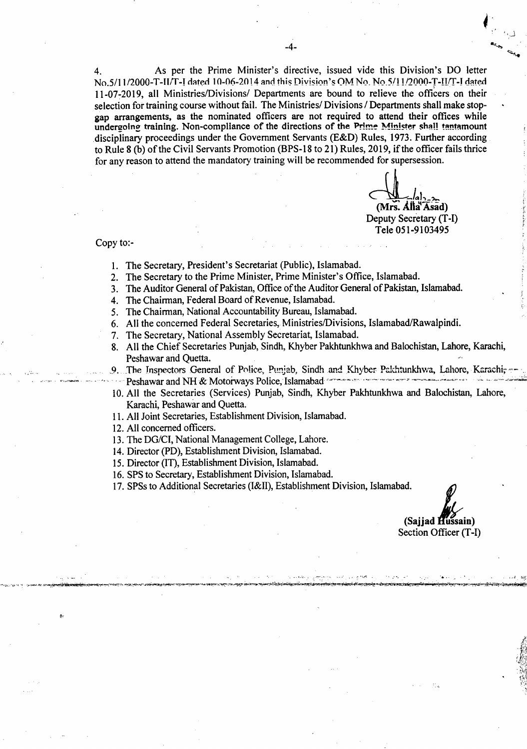4. As per the Prime Minister's directive, issued vide this Division's DO letter No.5/11/2000-T-II/T-I dated 10-06-2014 and this Division's OM No. No.5/11/2000-T-II/T-I dated 11-07-2019, all Ministries/Divisions/ Departments are bound to relieve the officers on their selection for training course without fail. The Ministries/ Divisions / Departments shall make stop-gap arrangements, as the nominated officers are not required to attend their offices while undergoing training. Non-compliance of the directions of the Prime Minister shall tantamount disciplinary proceedings under the Government Servants (E&D) Rules, 1973. Further according to Rule 8 (b) of the Civil Servants Promotion (BPS-18 to 21) Rules, 2019, if the officer fails thrice for any reason to attend the mandatory training will be recommended for supersession.

**(Mrs. Alia Asad)**
Deputy Secretary (T-I)
Tele 051-9103495

Copy to:-

1. The Secretary, President's Secretariat (Public), Islamabad.
2. The Secretary to the Prime Minister, Prime Minister's Office, Islamabad.
3. The Auditor General of Pakistan, Office of the Auditor General of Pakistan, Islamabad.
4. The Chairman, Federal Board of Revenue, Islamabad.
5. The Chairman, National Accountability Bureau, Islamabad.
6. All the concerned Federal Secretaries, Ministries/Divisions, Islamabad/Rawalpindi.
7. The Secretary, National Assembly Secretariat, Islamabad.
8. All the Chief Secretaries Punjab, Sindh, Khyber Pakhtunkhwa and Balochistan, Lahore, Karachi, Peshawar and Quetta.
9. The Inspectors General of Police, Punjab, Sindh and Khyber Pakhtunkhwa, Lahore, Karachi, Peshawar and NH & Motorways Police, Islamabad
10. All the Secretaries (Services) Punjab, Sindh, Khyber Pakhtunkhwa and Balochistan, Lahore, Karachi, Peshawar and Quetta.
11. All Joint Secretaries, Establishment Division, Islamabad.
12. All concerned officers.
13. The DG/CI, National Management College, Lahore.
14. Director (PD), Establishment Division, Islamabad.
15. Director (IT), Establishment Division, Islamabad.
16. SPS to Secretary, Establishment Division, Islamabad.
17. SPSs to Additional Secretaries (I&II), Establishment Division, Islamabad.

**(Sajjad Hussain)**
Section Officer (T-I)